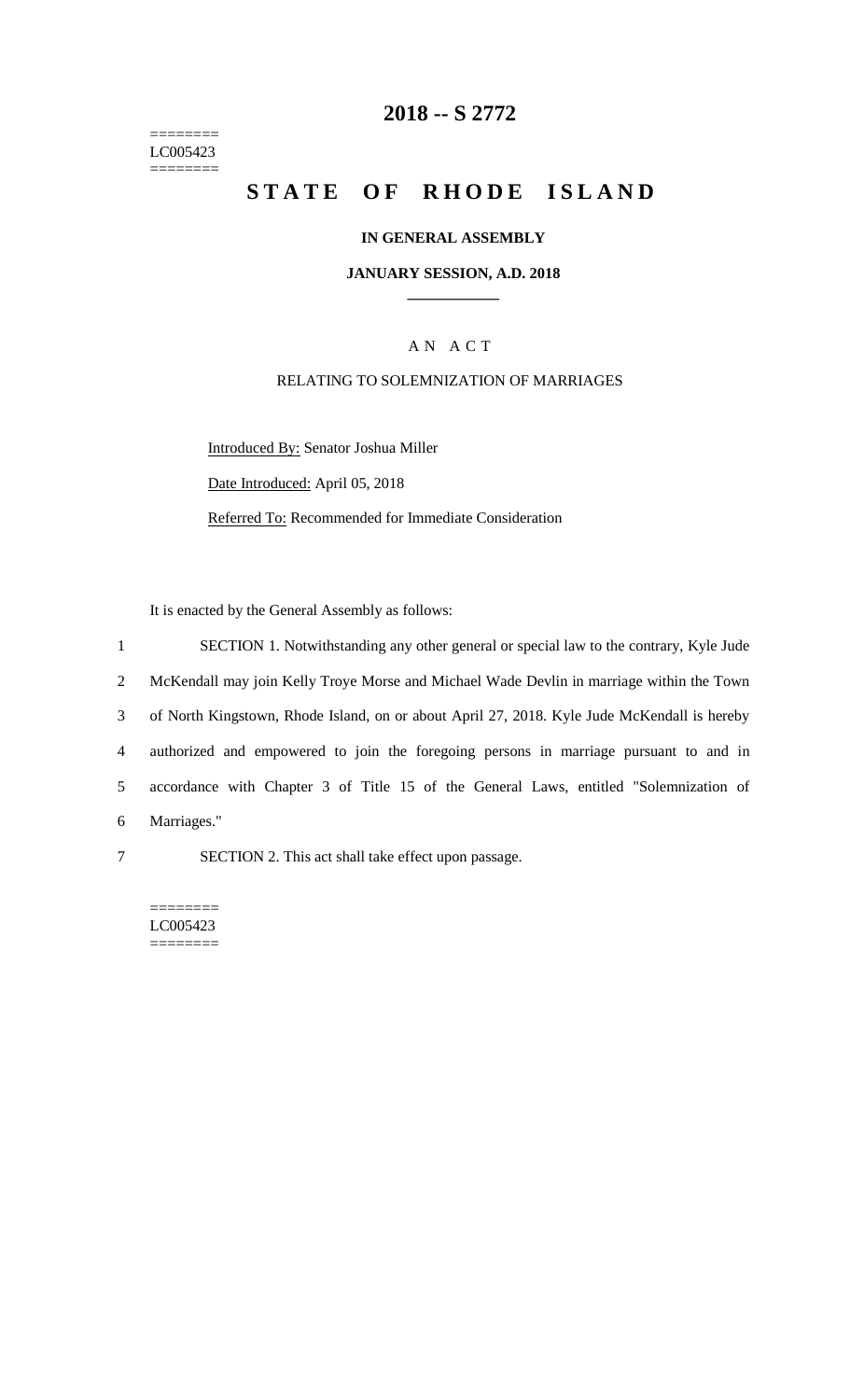========
LC005423
========

# 2018 -- S 2772

# STATE OF RHODE ISLAND

## IN GENERAL ASSEMBLY

## JANUARY SESSION, A.D. 2018

### AN ACT

RELATING TO SOLEMNIZATION OF MARRIAGES

Introduced By: Senator Joshua Miller

Date Introduced: April 05, 2018

Referred To: Recommended for Immediate Consideration

It is enacted by the General Assembly as follows:

1 SECTION 1. Notwithstanding any other general or special law to the contrary, Kyle Jude
2 McKendall may join Kelly Troye Morse and Michael Wade Devlin in marriage within the Town
3 of North Kingstown, Rhode Island, on or about April 27, 2018. Kyle Jude McKendall is hereby
4 authorized and empowered to join the foregoing persons in marriage pursuant to and in
5 accordance with Chapter 3 of Title 15 of the General Laws, entitled "Solemnization of
6 Marriages."

7 SECTION 2. This act shall take effect upon passage.

========
LC005423
========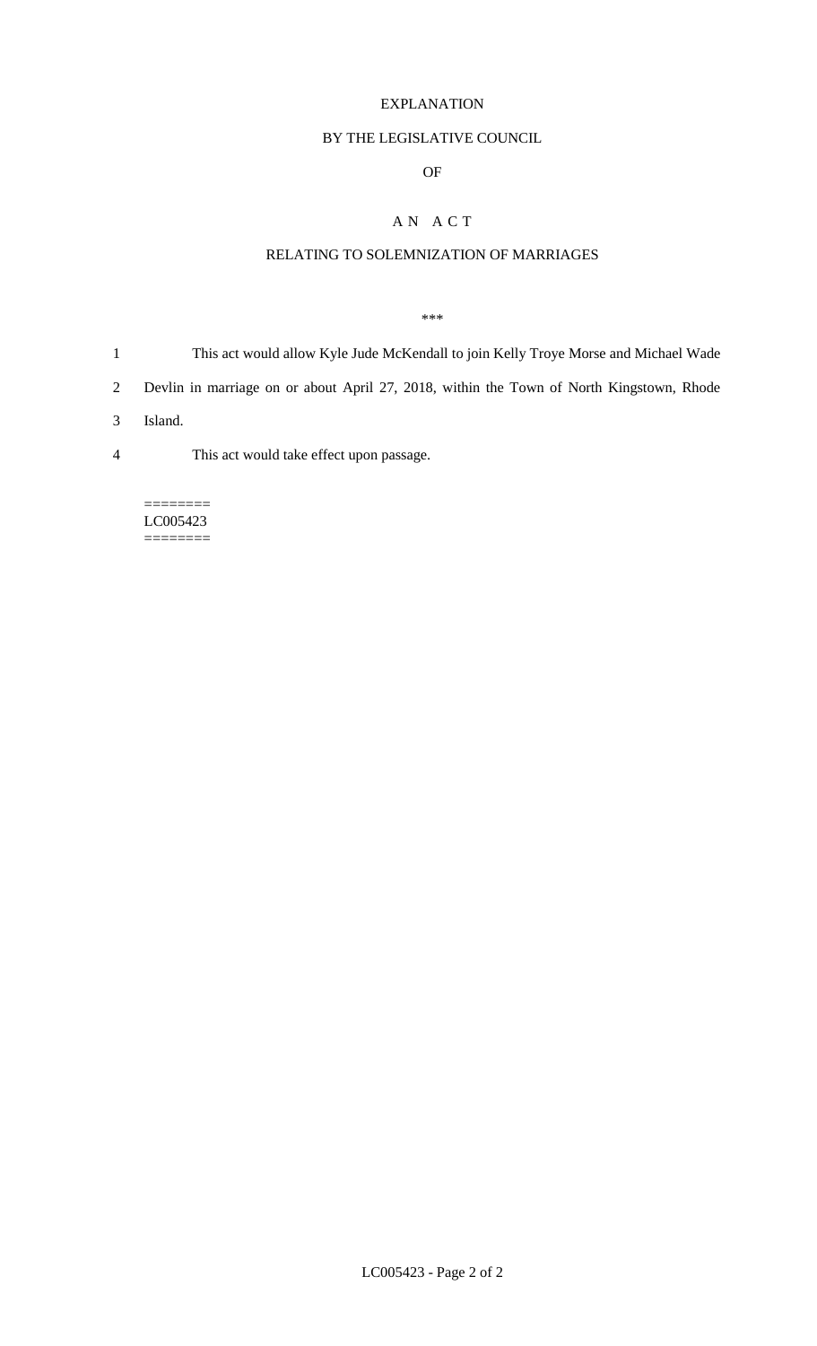EXPLANATION

BY THE LEGISLATIVE COUNCIL

OF

# A N A C T

RELATING TO SOLEMNIZATION OF MARRIAGES

\*\*\*

1 This act would allow Kyle Jude McKendall to join Kelly Troye Morse and Michael Wade
2 Devlin in marriage on or about April 27, 2018, within the Town of North Kingstown, Rhode
3 Island.
4 This act would take effect upon passage.

========
LC005423
========